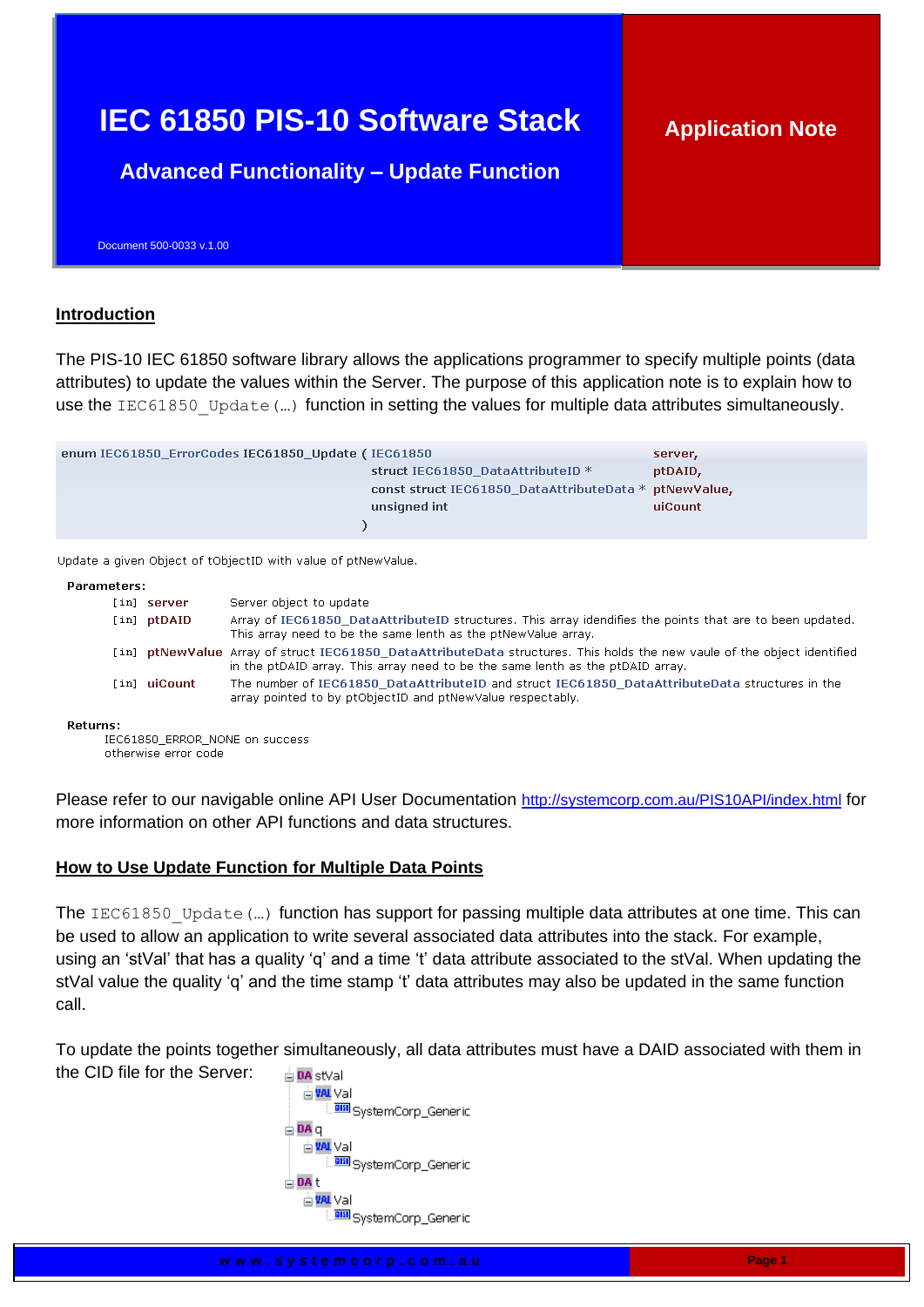# IEC 61850 PIS-10 Software Stack

## Advanced Functionality – Update Function

**Application Note**

Document 500-0033 v.1.00

## Introduction

The PIS-10 IEC 61850 software library allows the applications programmer to specify multiple points (data attributes) to update the values within the Server. The purpose of this application note is to explain how to use the `IEC61850_Update(…)` function in setting the values for multiple data attributes simultaneously.

```
enum IEC61850_ErrorCodes IEC61850_Update ( IEC61850                                server,
                                           struct IEC61850_DataAttributeID *            ptDAID,
                                           const struct IEC61850_DataAttributeData *    ptNewValue,
                                           unsigned int                                 uiCount
                                         )
```

Update a given Object of tObjectID with value of ptNewValue.

**Parameters:**

| | | |
|---|---|---|
| [in] | server | Server object to update |
| [in] | ptDAID | Array of IEC61850_DataAttributeID structures. This array idendifies the points that are to been updated. This array need to be the same lenth as the ptNewValue array. |
| [in] | ptNewValue | Array of struct IEC61850_DataAttributeData structures. This holds the new vaule of the object identified in the ptDAID array. This array need to be the same lenth as the ptDAID array. |
| [in] | uiCount | The number of IEC61850_DataAttributeID and struct IEC61850_DataAttributeData structures in the array pointed to by ptObjectID and ptNewValue respectably. |

**Returns:**

IEC61850_ERROR_NONE on success
otherwise error code

Please refer to our navigable online API User Documentation http://systemcorp.com.au/PIS10API/index.html for more information on other API functions and data structures.

## How to Use Update Function for Multiple Data Points

The `IEC61850_Update(…)` function has support for passing multiple data attributes at one time. This can be used to allow an application to write several associated data attributes into the stack. For example, using an 'stVal' that has a quality 'q' and a time 't' data attribute associated to the stVal. When updating the stVal value the quality 'q' and the time stamp 't' data attributes may also be updated in the same function call.

To update the points together simultaneously, all data attributes must have a DAID associated with them in the CID file for the Server:

```
DA stVal
  VAL Val
    SystemCorp_Generic
DA q
  VAL Val
    SystemCorp_Generic
DA t
  VAL Val
    SystemCorp_Generic
```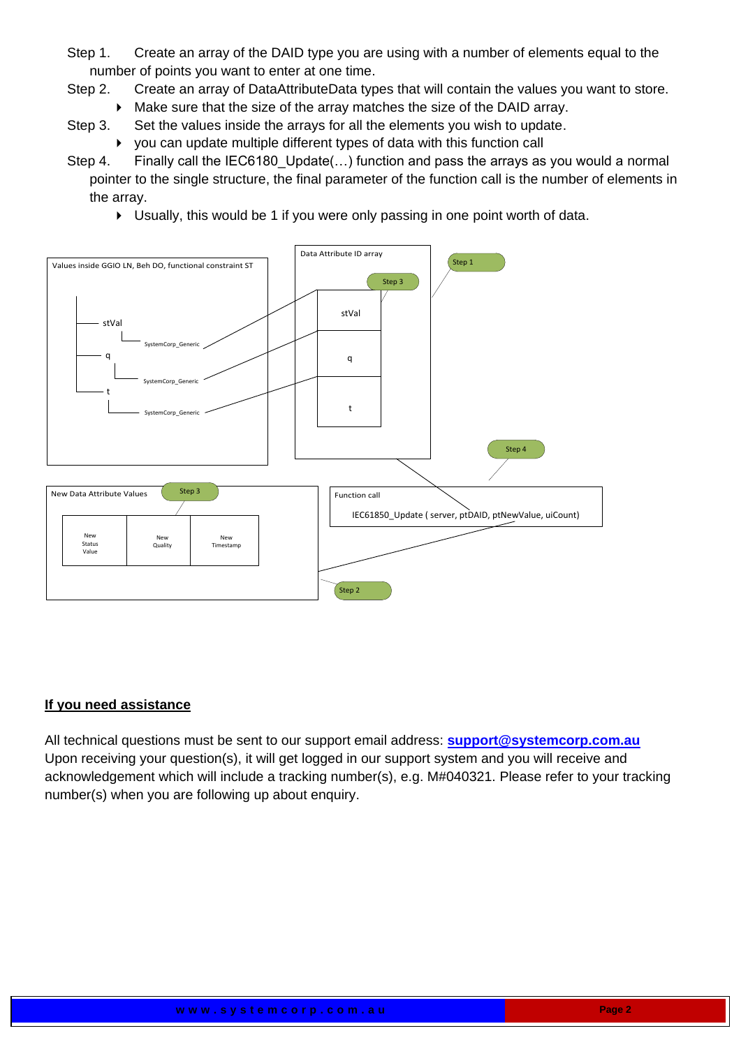Step 1. Create an array of the DAID type you are using with a number of elements equal to the number of points you want to enter at one time.

Step 2. Create an array of DataAttributeData types that will contain the values you want to store.

- Make sure that the size of the array matches the size of the DAID array.

Step 3. Set the values inside the arrays for all the elements you wish to update.

- you can update multiple different types of data with this function call

Step 4. Finally call the IEC6180_Update(…) function and pass the arrays as you would a normal pointer to the single structure, the final parameter of the function call is the number of elements in the array.

- Usually, this would be 1 if you were only passing in one point worth of data.

Values inside GGIO LN, Beh DO, functional constraint ST

stVal

SystemCorp_Generic

q

SystemCorp_Generic

t

SystemCorp_Generic

Data Attribute ID array

Step 1

Step 3

stVal

q

t

Step 4

New Data Attribute Values

Step 3

New Status Value

New Quality

New Timestamp

Function call

IEC61850_Update ( server, ptDAID, ptNewValue, uiCount)

Step 2

## If you need assistance

All technical questions must be sent to our support email address: **support@systemcorp.com.au**
Upon receiving your question(s), it will get logged in our support system and you will receive and acknowledgement which will include a tracking number(s), e.g. M#040321. Please refer to your tracking number(s) when you are following up about enquiry.